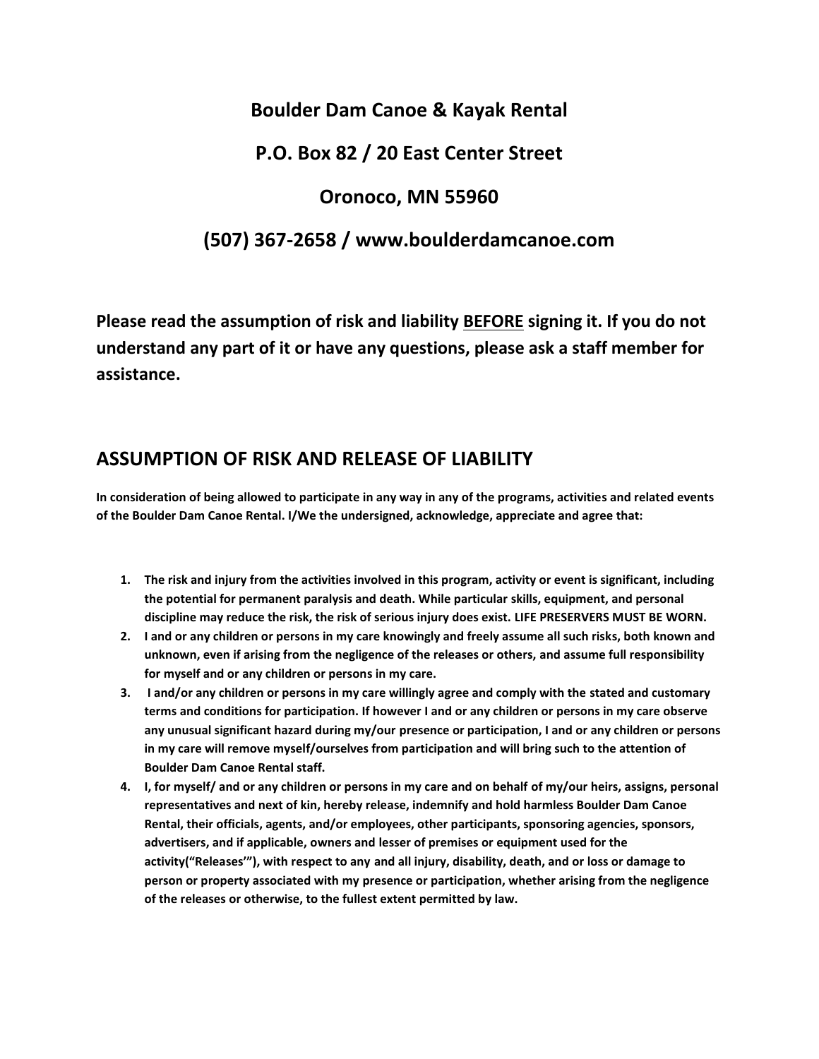# Boulder Dam Canoe & Kayak Rental

# P.O. Box 82 / 20 East Center Street

# Oronoco, MN 55960

# (507) 367-2658 / www.boulderdamcanoe.com

**Please read the assumption of risk and liability <u>BEFORE</u> signing it. If you do not understand any part of it or have any questions, please ask a staff member for assistance.**

## ASSUMPTION OF RISK AND RELEASE OF LIABILITY

**In consideration of being allowed to participate in any way in any of the programs, activities and related events of the Boulder Dam Canoe Rental. I/We the undersigned, acknowledge, appreciate and agree that:**

1. **The risk and injury from the activities involved in this program, activity or event is significant, including the potential for permanent paralysis and death. While particular skills, equipment, and personal discipline may reduce the risk, the risk of serious injury does exist. LIFE PRESERVERS MUST BE WORN.**
2. **I and or any children or persons in my care knowingly and freely assume all such risks, both known and unknown, even if arising from the negligence of the releases or others, and assume full responsibility for myself and or any children or persons in my care.**
3. **I and/or any children or persons in my care willingly agree and comply with the stated and customary terms and conditions for participation. If however I and or any children or persons in my care observe any unusual significant hazard during my/our presence or participation, I and or any children or persons in my care will remove myself/ourselves from participation and will bring such to the attention of Boulder Dam Canoe Rental staff.**
4. **I, for myself/ and or any children or persons in my care and on behalf of my/our heirs, assigns, personal representatives and next of kin, hereby release, indemnify and hold harmless Boulder Dam Canoe Rental, their officials, agents, and/or employees, other participants, sponsoring agencies, sponsors, advertisers, and if applicable, owners and lesser of premises or equipment used for the activity("Releases'"), with respect to any and all injury, disability, death, and or loss or damage to person or property associated with my presence or participation, whether arising from the negligence of the releases or otherwise, to the fullest extent permitted by law.**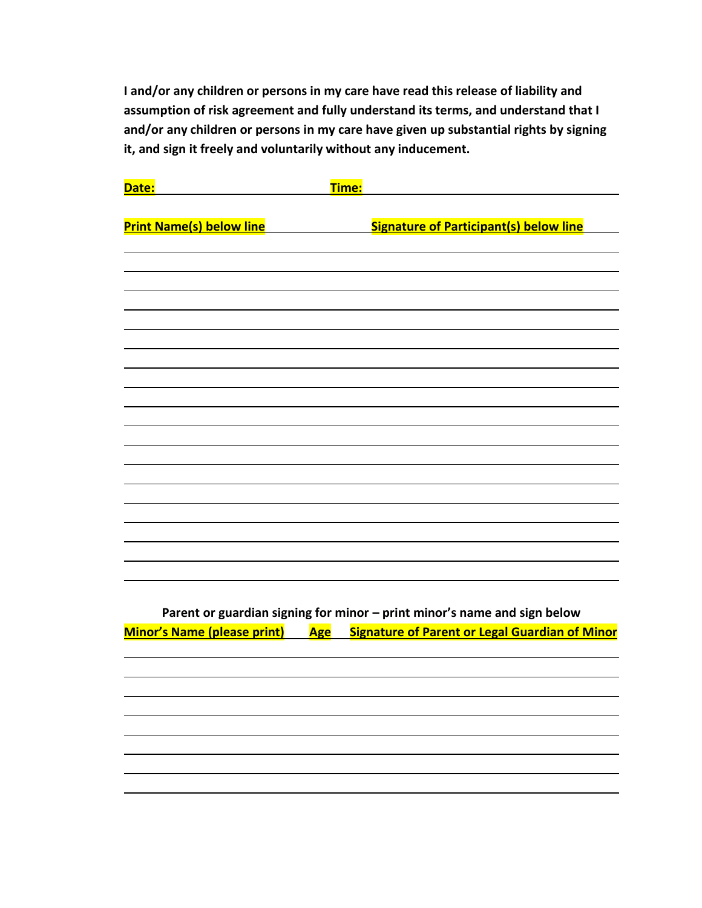**I and/or any children or persons in my care have read this release of liability and assumption of risk agreement and fully understand its terms, and understand that I and/or any children or persons in my care have given up substantial rights by signing it, and sign it freely and voluntarily without any inducement.**

**Date:** \_\_\_\_\_\_\_\_\_\_\_\_\_\_\_\_\_\_\_\_ **Time:** \_\_\_\_\_\_\_\_\_\_\_\_\_\_\_\_\_\_\_\_

| **Print Name(s) below line** | **Signature of Participant(s) below line** |
|---|---|
| | |
| | |
| | |
| | |
| | |
| | |
| | |
| | |
| | |
| | |
| | |
| | |
| | |
| | |
| | |
| | |
| | |
| | |

**Parent or guardian signing for minor – print minor's name and sign below**

| **Minor's Name (please print)** | **Age** | **Signature of Parent or Legal Guardian of Minor** |
|---|---|---|
| | | |
| | | |
| | | |
| | | |
| | | |
| | | |
| | | |
| | | |